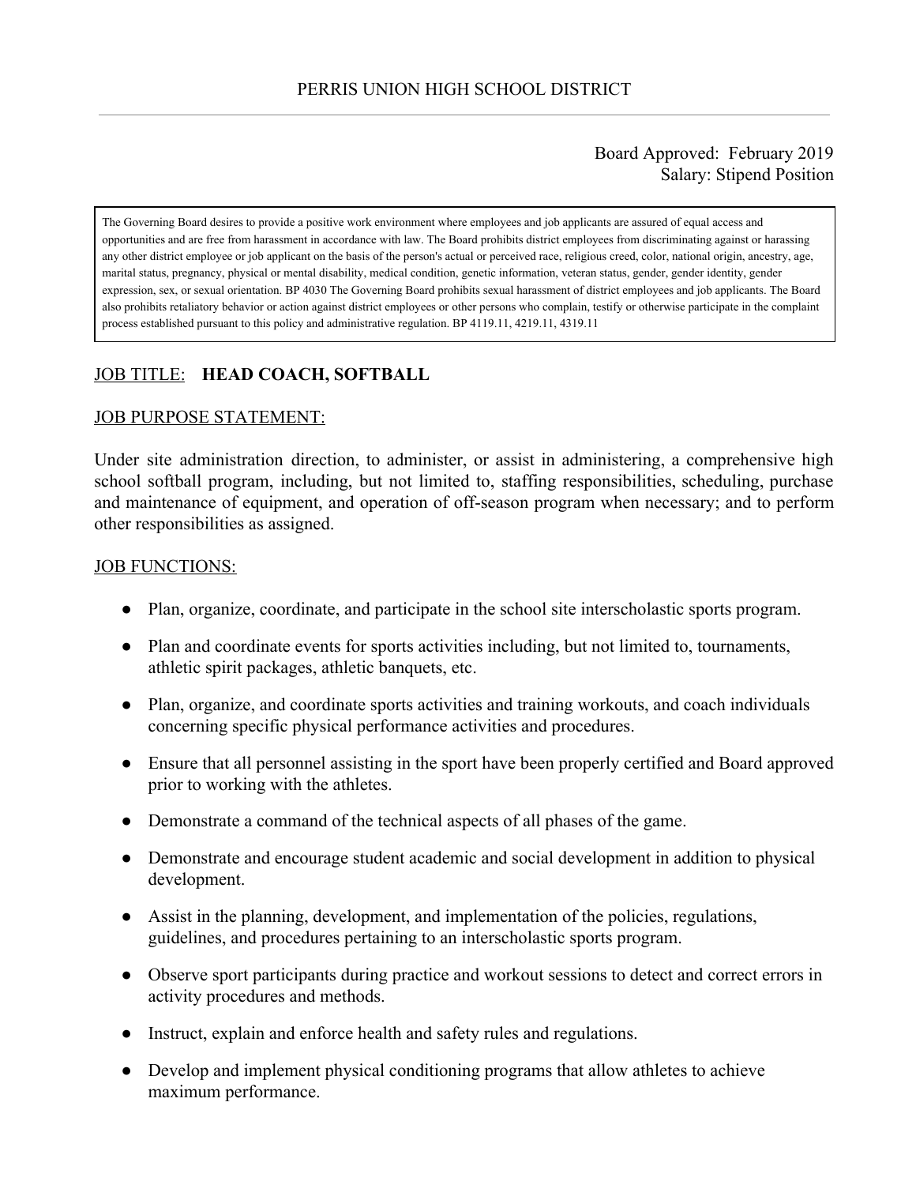PERRIS UNION HIGH SCHOOL DISTRICT

Board Approved: February 2019
Salary: Stipend Position

> The Governing Board desires to provide a positive work environment where employees and job applicants are assured of equal access and opportunities and are free from harassment in accordance with law. The Board prohibits district employees from discriminating against or harassing any other district employee or job applicant on the basis of the person's actual or perceived race, religious creed, color, national origin, ancestry, age, marital status, pregnancy, physical or mental disability, medical condition, genetic information, veteran status, gender, gender identity, gender expression, sex, or sexual orientation. BP 4030 The Governing Board prohibits sexual harassment of district employees and job applicants. The Board also prohibits retaliatory behavior or action against district employees or other persons who complain, testify or otherwise participate in the complaint process established pursuant to this policy and administrative regulation. BP 4119.11, 4219.11, 4319.11

JOB TITLE: **HEAD COACH, SOFTBALL**

JOB PURPOSE STATEMENT:

Under site administration direction, to administer, or assist in administering, a comprehensive high school softball program, including, but not limited to, staffing responsibilities, scheduling, purchase and maintenance of equipment, and operation of off-season program when necessary; and to perform other responsibilities as assigned.

JOB FUNCTIONS:

- Plan, organize, coordinate, and participate in the school site interscholastic sports program.
- Plan and coordinate events for sports activities including, but not limited to, tournaments, athletic spirit packages, athletic banquets, etc.
- Plan, organize, and coordinate sports activities and training workouts, and coach individuals concerning specific physical performance activities and procedures.
- Ensure that all personnel assisting in the sport have been properly certified and Board approved prior to working with the athletes.
- Demonstrate a command of the technical aspects of all phases of the game.
- Demonstrate and encourage student academic and social development in addition to physical development.
- Assist in the planning, development, and implementation of the policies, regulations, guidelines, and procedures pertaining to an interscholastic sports program.
- Observe sport participants during practice and workout sessions to detect and correct errors in activity procedures and methods.
- Instruct, explain and enforce health and safety rules and regulations.
- Develop and implement physical conditioning programs that allow athletes to achieve maximum performance.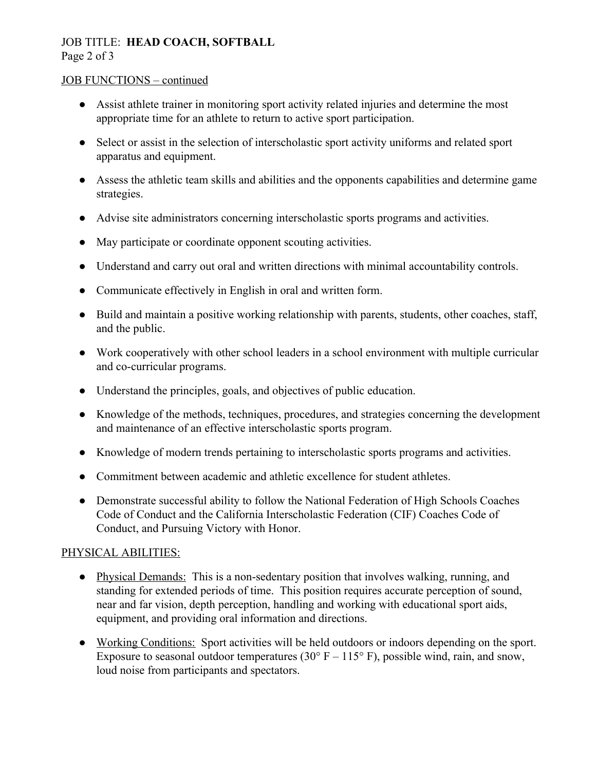## JOB FUNCTIONS – continued

- Assist athlete trainer in monitoring sport activity related injuries and determine the most appropriate time for an athlete to return to active sport participation.
- Select or assist in the selection of interscholastic sport activity uniforms and related sport apparatus and equipment.
- Assess the athletic team skills and abilities and the opponents capabilities and determine game strategies.
- Advise site administrators concerning interscholastic sports programs and activities.
- May participate or coordinate opponent scouting activities.
- Understand and carry out oral and written directions with minimal accountability controls.
- Communicate effectively in English in oral and written form.
- Build and maintain a positive working relationship with parents, students, other coaches, staff, and the public.
- Work cooperatively with other school leaders in a school environment with multiple curricular and co-curricular programs.
- Understand the principles, goals, and objectives of public education.
- Knowledge of the methods, techniques, procedures, and strategies concerning the development and maintenance of an effective interscholastic sports program.
- Knowledge of modern trends pertaining to interscholastic sports programs and activities.
- Commitment between academic and athletic excellence for student athletes.
- Demonstrate successful ability to follow the National Federation of High Schools Coaches Code of Conduct and the California Interscholastic Federation (CIF) Coaches Code of Conduct, and Pursuing Victory with Honor.

## PHYSICAL ABILITIES:

- Physical Demands: This is a non-sedentary position that involves walking, running, and standing for extended periods of time. This position requires accurate perception of sound, near and far vision, depth perception, handling and working with educational sport aids, equipment, and providing oral information and directions.
- Working Conditions: Sport activities will be held outdoors or indoors depending on the sport. Exposure to seasonal outdoor temperatures (30° F – 115° F), possible wind, rain, and snow, loud noise from participants and spectators.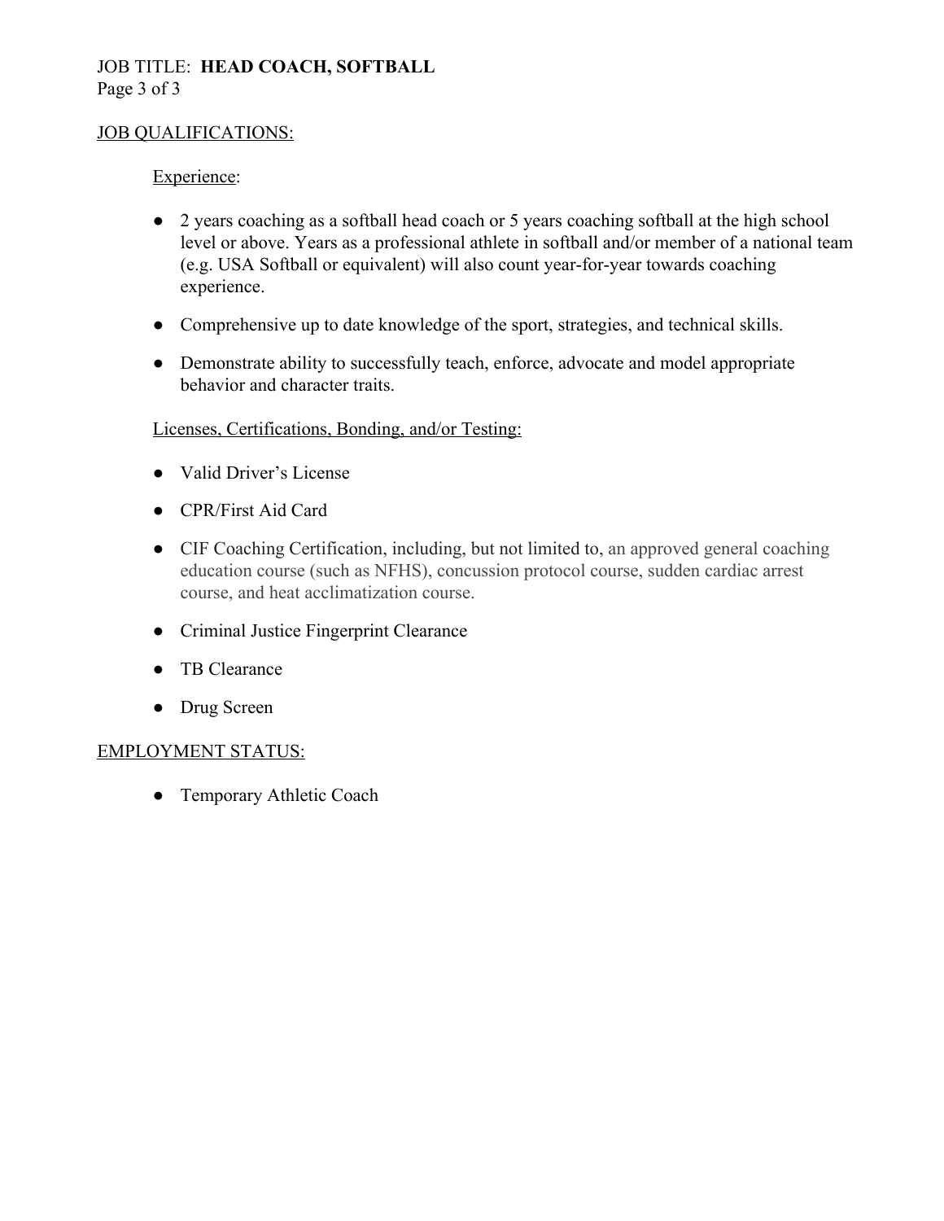## JOB QUALIFICATIONS:

### Experience:

- 2 years coaching as a softball head coach or 5 years coaching softball at the high school level or above. Years as a professional athlete in softball and/or member of a national team (e.g. USA Softball or equivalent) will also count year-for-year towards coaching experience.
- Comprehensive up to date knowledge of the sport, strategies, and technical skills.
- Demonstrate ability to successfully teach, enforce, advocate and model appropriate behavior and character traits.

### Licenses, Certifications, Bonding, and/or Testing:

- Valid Driver's License
- CPR/First Aid Card
- CIF Coaching Certification, including, but not limited to, an approved general coaching education course (such as NFHS), concussion protocol course, sudden cardiac arrest course, and heat acclimatization course.
- Criminal Justice Fingerprint Clearance
- TB Clearance
- Drug Screen

## EMPLOYMENT STATUS:

- Temporary Athletic Coach